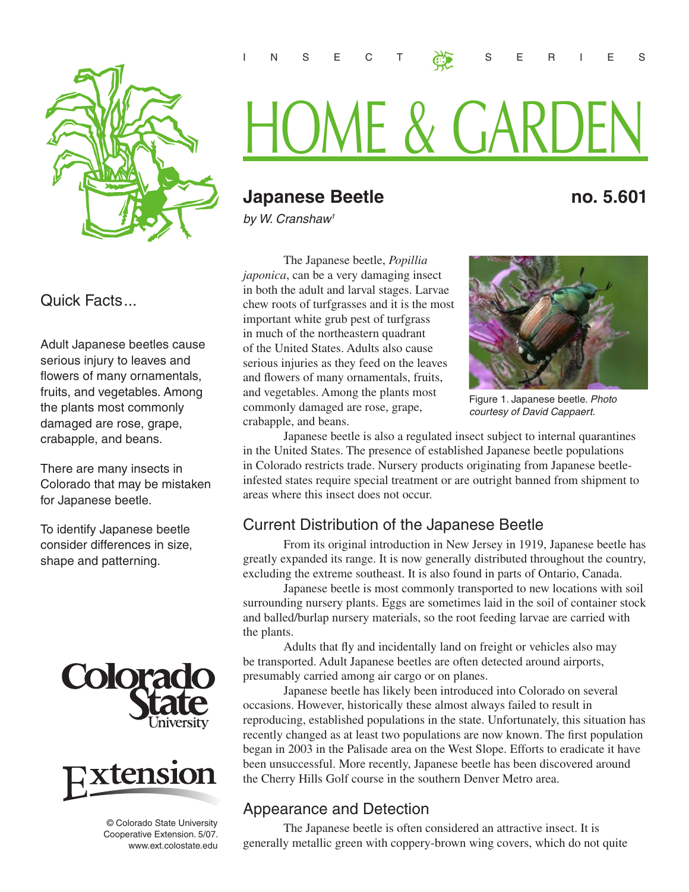INSECT SERIES

# HOME & GARDEN

## Japanese Beetle

**no. 5.601**

*by W. Cranshaw*[1]

### Quick Facts...

Adult Japanese beetles cause serious injury to leaves and flowers of many ornamentals, fruits, and vegetables. Among the plants most commonly damaged are rose, grape, crabapple, and beans.

There are many insects in Colorado that may be mistaken for Japanese beetle.

To identify Japanese beetle consider differences in size, shape and patterning.

© Colorado State University Cooperative Extension. 5/07. www.ext.colostate.edu

The Japanese beetle, *Popillia japonica*, can be a very damaging insect in both the adult and larval stages. Larvae chew roots of turfgrasses and it is the most important white grub pest of turfgrass in much of the northeastern quadrant of the United States. Adults also cause serious injuries as they feed on the leaves and flowers of many ornamentals, fruits, and vegetables. Among the plants most commonly damaged are rose, grape, crabapple, and beans.

Figure 1. Japanese beetle. *Photo courtesy of David Cappaert.*

Japanese beetle is also a regulated insect subject to internal quarantines in the United States. The presence of established Japanese beetle populations in Colorado restricts trade. Nursery products originating from Japanese beetle-infested states require special treatment or are outright banned from shipment to areas where this insect does not occur.

## Current Distribution of the Japanese Beetle

From its original introduction in New Jersey in 1919, Japanese beetle has greatly expanded its range. It is now generally distributed throughout the country, excluding the extreme southeast. It is also found in parts of Ontario, Canada.

Japanese beetle is most commonly transported to new locations with soil surrounding nursery plants. Eggs are sometimes laid in the soil of container stock and balled/burlap nursery materials, so the root feeding larvae are carried with the plants.

Adults that fly and incidentally land on freight or vehicles also may be transported. Adult Japanese beetles are often detected around airports, presumably carried among air cargo or on planes.

Japanese beetle has likely been introduced into Colorado on several occasions. However, historically these almost always failed to result in reproducing, established populations in the state. Unfortunately, this situation has recently changed as at least two populations are now known. The first population began in 2003 in the Palisade area on the West Slope. Efforts to eradicate it have been unsuccessful. More recently, Japanese beetle has been discovered around the Cherry Hills Golf course in the southern Denver Metro area.

## Appearance and Detection

The Japanese beetle is often considered an attractive insect. It is generally metallic green with coppery-brown wing covers, which do not quite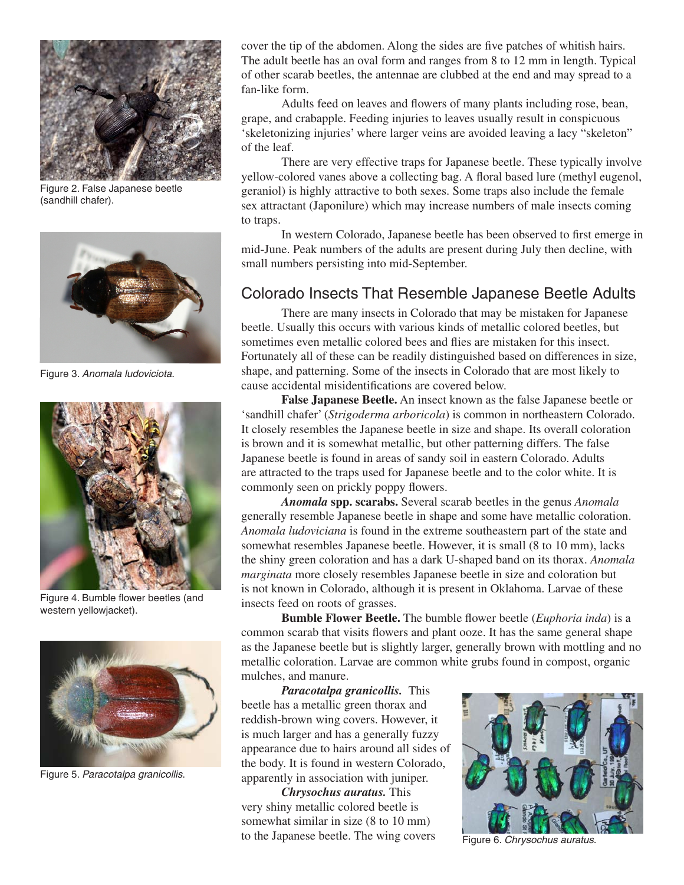cover the tip of the abdomen. Along the sides are five patches of whitish hairs. The adult beetle has an oval form and ranges from 8 to 12 mm in length. Typical of other scarab beetles, the antennae are clubbed at the end and may spread to a fan-like form.

Adults feed on leaves and flowers of many plants including rose, bean, grape, and crabapple. Feeding injuries to leaves usually result in conspicuous 'skeletonizing injuries' where larger veins are avoided leaving a lacy "skeleton" of the leaf.

There are very effective traps for Japanese beetle. These typically involve yellow-colored vanes above a collecting bag. A floral based lure (methyl eugenol, geraniol) is highly attractive to both sexes. Some traps also include the female sex attractant (Japonilure) which may increase numbers of male insects coming to traps.

In western Colorado, Japanese beetle has been observed to first emerge in mid-June. Peak numbers of the adults are present during July then decline, with small numbers persisting into mid-September.

Figure 2. False Japanese beetle (sandhill chafer).

Figure 3. *Anomala ludoviciota*.

Figure 4. Bumble flower beetles (and western yellowjacket).

Figure 5. *Paracotalpa granicollis*.

## Colorado Insects That Resemble Japanese Beetle Adults

There are many insects in Colorado that may be mistaken for Japanese beetle. Usually this occurs with various kinds of metallic colored beetles, but sometimes even metallic colored bees and flies are mistaken for this insect. Fortunately all of these can be readily distinguished based on differences in size, shape, and patterning. Some of the insects in Colorado that are most likely to cause accidental misidentifications are covered below.

**False Japanese Beetle.** An insect known as the false Japanese beetle or 'sandhill chafer' (*Strigoderma arboricola*) is common in northeastern Colorado. It closely resembles the Japanese beetle in size and shape. Its overall coloration is brown and it is somewhat metallic, but other patterning differs. The false Japanese beetle is found in areas of sandy soil in eastern Colorado. Adults are attracted to the traps used for Japanese beetle and to the color white. It is commonly seen on prickly poppy flowers.

***Anomala* spp. scarabs.** Several scarab beetles in the genus *Anomala* generally resemble Japanese beetle in shape and some have metallic coloration. *Anomala ludoviciana* is found in the extreme southeastern part of the state and somewhat resembles Japanese beetle. However, it is small (8 to 10 mm), lacks the shiny green coloration and has a dark U-shaped band on its thorax. *Anomala marginata* more closely resembles Japanese beetle in size and coloration but is not known in Colorado, although it is present in Oklahoma. Larvae of these insects feed on roots of grasses.

**Bumble Flower Beetle.** The bumble flower beetle (*Euphoria inda*) is a common scarab that visits flowers and plant ooze. It has the same general shape as the Japanese beetle but is slightly larger, generally brown with mottling and no metallic coloration. Larvae are common white grubs found in compost, organic mulches, and manure.

***Paracotalpa granicollis.*** This beetle has a metallic green thorax and reddish-brown wing covers. However, it is much larger and has a generally fuzzy appearance due to hairs around all sides of the body. It is found in western Colorado, apparently in association with juniper.

***Chrysochus auratus.*** This very shiny metallic colored beetle is somewhat similar in size (8 to 10 mm) to the Japanese beetle. The wing covers

Figure 6. *Chrysochus auratus*.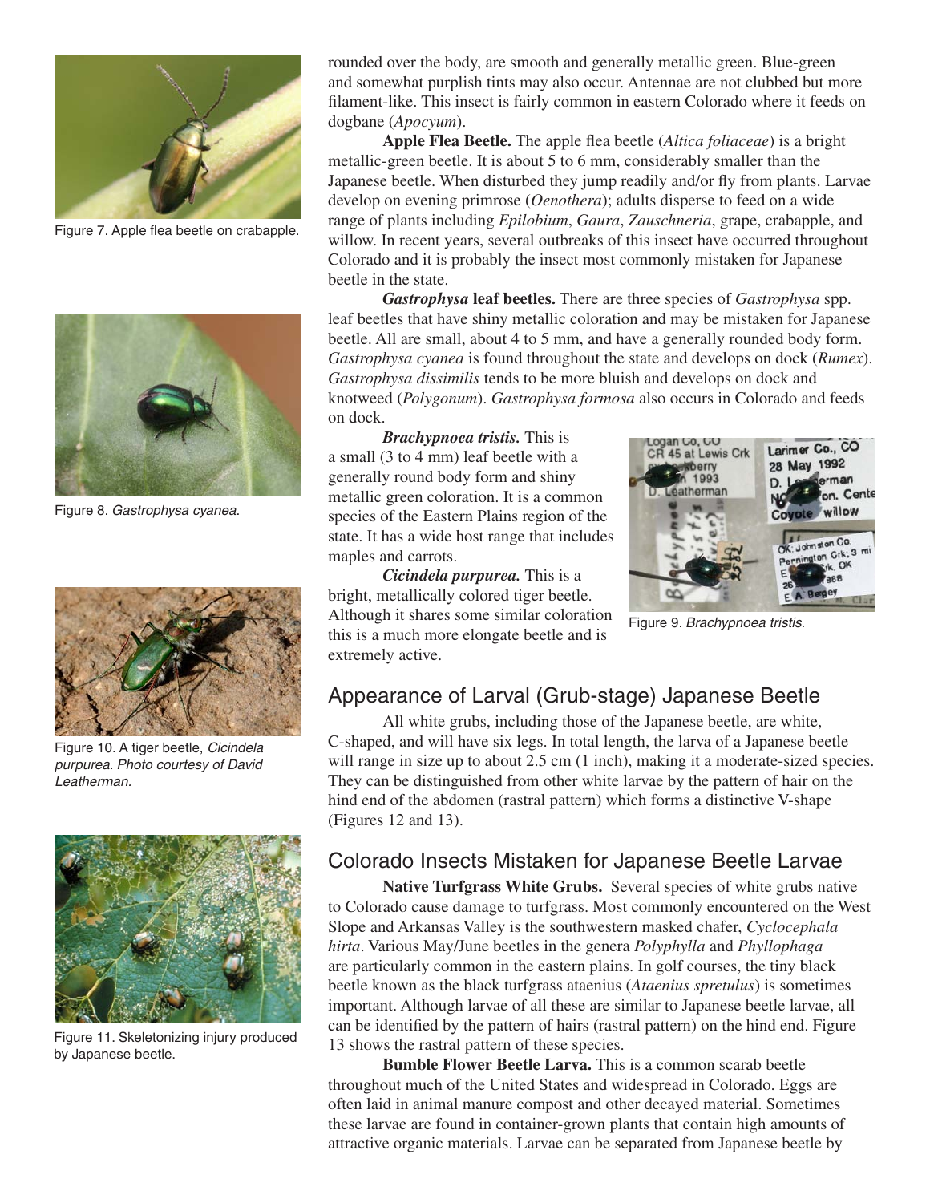rounded over the body, are smooth and generally metallic green. Blue-green and somewhat purplish tints may also occur. Antennae are not clubbed but more filament-like. This insect is fairly common in eastern Colorado where it feeds on dogbane (*Apocyum*).

**Apple Flea Beetle.** The apple flea beetle (*Altica foliaceae*) is a bright metallic-green beetle. It is about 5 to 6 mm, considerably smaller than the Japanese beetle. When disturbed they jump readily and/or fly from plants. Larvae develop on evening primrose (*Oenothera*); adults disperse to feed on a wide range of plants including *Epilobium*, *Gaura*, *Zauschneria*, grape, crabapple, and willow. In recent years, several outbreaks of this insect have occurred throughout Colorado and it is probably the insect most commonly mistaken for Japanese beetle in the state.

Figure 7. Apple flea beetle on crabapple.

***Gastrophysa* leaf beetles.** There are three species of *Gastrophysa* spp. leaf beetles that have shiny metallic coloration and may be mistaken for Japanese beetle. All are small, about 4 to 5 mm, and have a generally rounded body form. *Gastrophysa cyanea* is found throughout the state and develops on dock (*Rumex*). *Gastrophysa dissimilis* tends to be more bluish and develops on dock and knotweed (*Polygonum*). *Gastrophysa formosa* also occurs in Colorado and feeds on dock.

Figure 8. *Gastrophysa cyanea*.

***Brachypnoea tristis.*** This is a small (3 to 4 mm) leaf beetle with a generally round body form and shiny metallic green coloration. It is a common species of the Eastern Plains region of the state. It has a wide host range that includes maples and carrots.

Figure 9. *Brachypnoea tristis*.

***Cicindela purpurea.*** This is a bright, metallically colored tiger beetle. Although it shares some similar coloration this is a much more elongate beetle and is extremely active.

Figure 10. A tiger beetle, *Cicindela purpurea*. *Photo courtesy of David Leatherman.*

## Appearance of Larval (Grub-stage) Japanese Beetle

All white grubs, including those of the Japanese beetle, are white, C-shaped, and will have six legs. In total length, the larva of a Japanese beetle will range in size up to about 2.5 cm (1 inch), making it a moderate-sized species. They can be distinguished from other white larvae by the pattern of hair on the hind end of the abdomen (rastral pattern) which forms a distinctive V-shape (Figures 12 and 13).

Figure 11. Skeletonizing injury produced by Japanese beetle.

## Colorado Insects Mistaken for Japanese Beetle Larvae

**Native Turfgrass White Grubs.** Several species of white grubs native to Colorado cause damage to turfgrass. Most commonly encountered on the West Slope and Arkansas Valley is the southwestern masked chafer, *Cyclocephala hirta*. Various May/June beetles in the genera *Polyphylla* and *Phyllophaga* are particularly common in the eastern plains. In golf courses, the tiny black beetle known as the black turfgrass ataenius (*Ataenius spretulus*) is sometimes important. Although larvae of all these are similar to Japanese beetle larvae, all can be identified by the pattern of hairs (rastral pattern) on the hind end. Figure 13 shows the rastral pattern of these species.

**Bumble Flower Beetle Larva.** This is a common scarab beetle throughout much of the United States and widespread in Colorado. Eggs are often laid in animal manure compost and other decayed material. Sometimes these larvae are found in container-grown plants that contain high amounts of attractive organic materials. Larvae can be separated from Japanese beetle by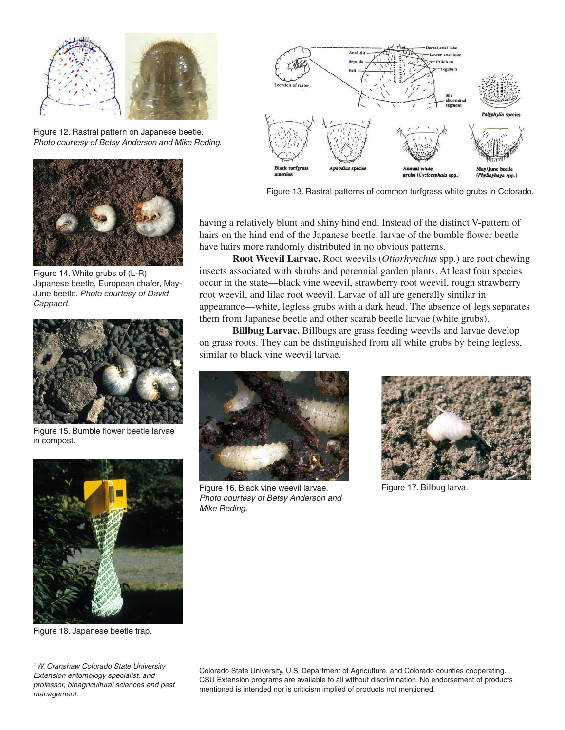Figure 12. Rastral pattern on Japanese beetle. *Photo courtesy of Betsy Anderson and Mike Reding.*

Figure 13. Rastral patterns of common turfgrass white grubs in Colorado.

Figure 14. White grubs of (L-R) Japanese beetle, European chafer, May-June beetle. *Photo courtesy of David Cappaert.*

having a relatively blunt and shiny hind end. Instead of the distinct V-pattern of hairs on the hind end of the Japanese beetle, larvae of the bumble flower beetle have hairs more randomly distributed in no obvious patterns.

**Root Weevil Larvae.** Root weevils (*Otiorhynchus* spp.) are root chewing insects associated with shrubs and perennial garden plants. At least four species occur in the state—black vine weevil, strawberry root weevil, rough strawberry root weevil, and lilac root weevil. Larvae of all are generally similar in appearance—white, legless grubs with a dark head. The absence of legs separates them from Japanese beetle and other scarab beetle larvae (white grubs).

**Billbug Larvae.** Billbugs are grass feeding weevils and larvae develop on grass roots. They can be distinguished from all white grubs by being legless, similar to black vine weevil larvae.

Figure 15. Bumble flower beetle larvae in compost.

Figure 16. Black vine weevil larvae. *Photo courtesy of Betsy Anderson and Mike Reding.*

Figure 17. Billbug larva.

Figure 18. Japanese beetle trap.

[1] *W. Cranshaw Colorado State University Extension entomology specialist, and professor, bioagricultural sciences and pest management.*

Colorado State University, U.S. Department of Agriculture, and Colorado counties cooperating. CSU Extension programs are available to all without discrimination. No endorsement of products mentioned is intended nor is criticism implied of products not mentioned.